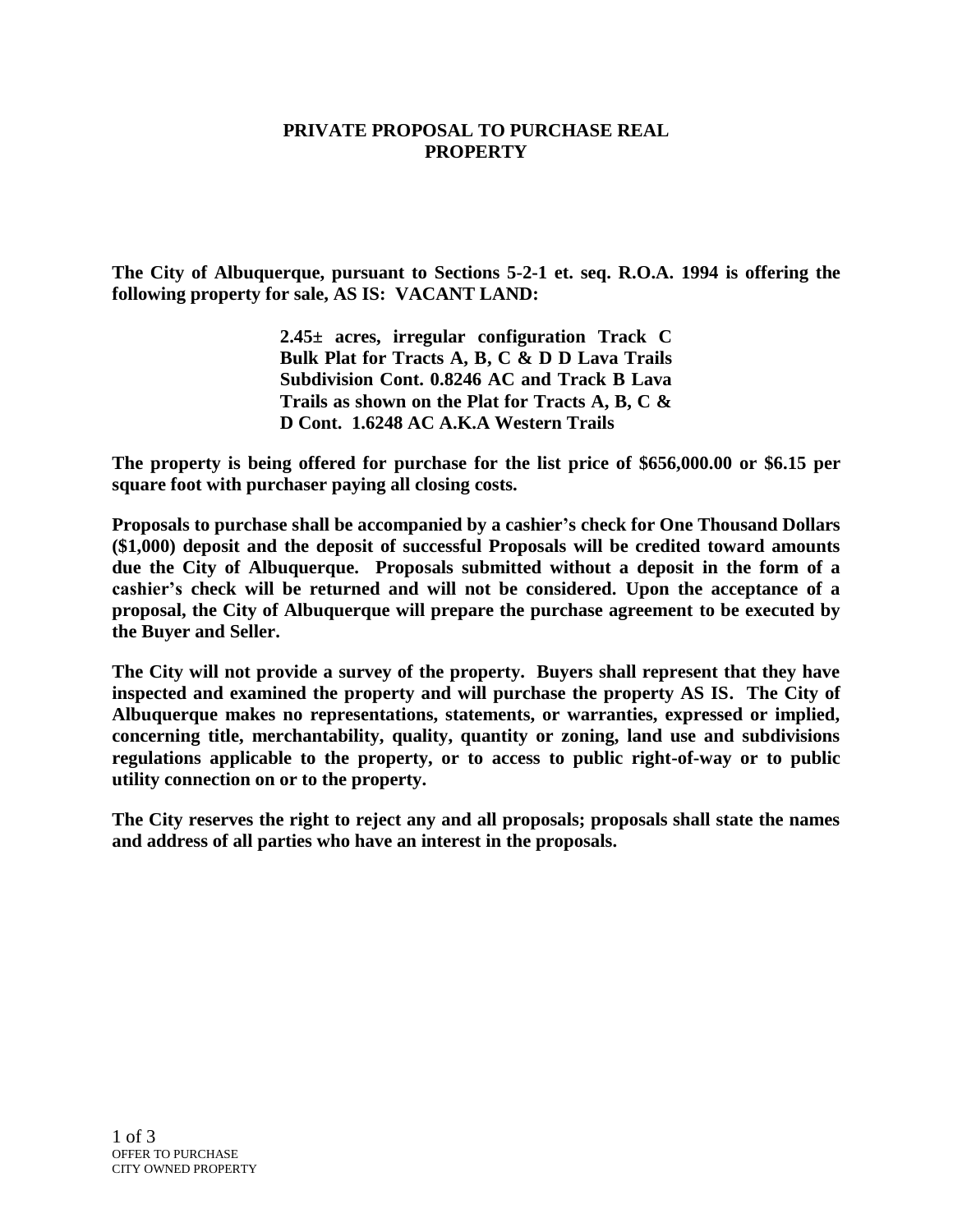# PRIVATE PROPOSAL TO PURCHASE REAL PROPERTY

**The City of Albuquerque, pursuant to Sections 5-2-1 et. seq. R.O.A. 1994 is offering the following property for sale, AS IS: VACANT LAND:**

> **2.45± acres, irregular configuration Track C Bulk Plat for Tracts A, B, C & D D Lava Trails Subdivision Cont. 0.8246 AC and Track B Lava Trails as shown on the Plat for Tracts A, B, C & D Cont. 1.6248 AC A.K.A Western Trails**

**The property is being offered for purchase for the list price of $656,000.00 or $6.15 per square foot with purchaser paying all closing costs.**

**Proposals to purchase shall be accompanied by a cashier's check for One Thousand Dollars ($1,000) deposit and the deposit of successful Proposals will be credited toward amounts due the City of Albuquerque. Proposals submitted without a deposit in the form of a cashier's check will be returned and will not be considered. Upon the acceptance of a proposal, the City of Albuquerque will prepare the purchase agreement to be executed by the Buyer and Seller.**

**The City will not provide a survey of the property. Buyers shall represent that they have inspected and examined the property and will purchase the property AS IS. The City of Albuquerque makes no representations, statements, or warranties, expressed or implied, concerning title, merchantability, quality, quantity or zoning, land use and subdivisions regulations applicable to the property, or to access to public right-of-way or to public utility connection on or to the property.**

**The City reserves the right to reject any and all proposals; proposals shall state the names and address of all parties who have an interest in the proposals.**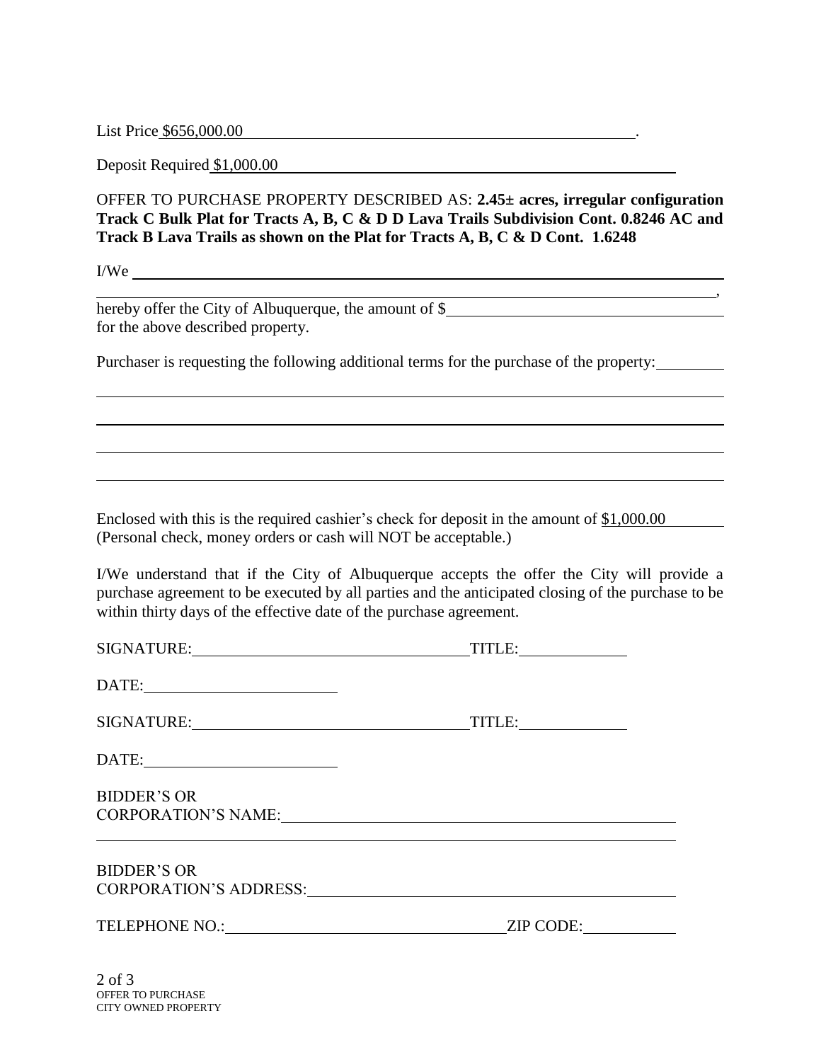List Price $656,000.00 \_\_\_\_\_\_\_\_\_\_\_\_\_\_\_\_\_\_\_\_\_\_\_\_\_\_\_\_\_\_.

Deposit Required $1,000.00 \_\_\_\_\_\_\_\_\_\_\_\_\_\_\_\_\_\_\_\_\_\_\_\_\_\_\_\_\_\_

OFFER TO PURCHASE PROPERTY DESCRIBED AS: **2.45± acres, irregular configuration Track C Bulk Plat for Tracts A, B, C & D D Lava Trails Subdivision Cont. 0.8246 AC and Track B Lava Trails as shown on the Plat for Tracts A, B, C & D Cont. 1.6248**

I/We \_\_\_\_\_\_\_\_\_\_\_\_\_\_\_\_\_\_\_\_\_\_\_\_\_\_\_\_\_\_\_\_\_\_\_\_\_\_\_\_\_\_\_\_\_\_\_\_\_\_\_\_\_\_\_\_\_\_

\_\_\_\_\_\_\_\_\_\_\_\_\_\_\_\_\_\_\_\_\_\_\_\_\_\_\_\_\_\_\_\_\_\_\_\_\_\_\_\_\_\_\_\_\_\_\_\_\_\_\_\_\_\_\_\_\_\_\_\_\_\_,

hereby offer the City of Albuquerque, the amount of $\_\_\_\_\_\_\_\_\_\_\_\_\_\_\_\_\_\_\_\_\_\_\_\_\_\_\_ for the above described property.

Purchaser is requesting the following additional terms for the purchase of the property:\_\_\_\_\_\_\_\_

\_\_\_\_\_\_\_\_\_\_\_\_\_\_\_\_\_\_\_\_\_\_\_\_\_\_\_\_\_\_\_\_\_\_\_\_\_\_\_\_\_\_\_\_\_\_\_\_\_\_\_\_\_\_\_\_\_\_\_\_\_\_\_\_

\_\_\_\_\_\_\_\_\_\_\_\_\_\_\_\_\_\_\_\_\_\_\_\_\_\_\_\_\_\_\_\_\_\_\_\_\_\_\_\_\_\_\_\_\_\_\_\_\_\_\_\_\_\_\_\_\_\_\_\_\_\_\_\_

\_\_\_\_\_\_\_\_\_\_\_\_\_\_\_\_\_\_\_\_\_\_\_\_\_\_\_\_\_\_\_\_\_\_\_\_\_\_\_\_\_\_\_\_\_\_\_\_\_\_\_\_\_\_\_\_\_\_\_\_\_\_\_\_

\_\_\_\_\_\_\_\_\_\_\_\_\_\_\_\_\_\_\_\_\_\_\_\_\_\_\_\_\_\_\_\_\_\_\_\_\_\_\_\_\_\_\_\_\_\_\_\_\_\_\_\_\_\_\_\_\_\_\_\_\_\_\_\_

Enclosed with this is the required cashier's check for deposit in the amount of $1,000.00 \_\_\_\_\_\_\_\_ (Personal check, money orders or cash will NOT be acceptable.)

I/We understand that if the City of Albuquerque accepts the offer the City will provide a purchase agreement to be executed by all parties and the anticipated closing of the purchase to be within thirty days of the effective date of the purchase agreement.

SIGNATURE:\_\_\_\_\_\_\_\_\_\_\_\_\_\_\_\_\_\_\_\_\_\_\_\_\_\_\_\_\_\_ TITLE:\_\_\_\_\_\_\_\_\_\_\_\_

DATE:\_\_\_\_\_\_\_\_\_\_\_\_\_\_\_\_\_\_\_\_\_\_

SIGNATURE:\_\_\_\_\_\_\_\_\_\_\_\_\_\_\_\_\_\_\_\_\_\_\_\_\_\_\_\_\_\_ TITLE:\_\_\_\_\_\_\_\_\_\_\_\_

DATE:\_\_\_\_\_\_\_\_\_\_\_\_\_\_\_\_\_\_\_\_\_\_

BIDDER'S OR
CORPORATION'S NAME:\_\_\_\_\_\_\_\_\_\_\_\_\_\_\_\_\_\_\_\_\_\_\_\_\_\_\_\_\_\_\_\_\_\_\_\_\_\_\_\_

\_\_\_\_\_\_\_\_\_\_\_\_\_\_\_\_\_\_\_\_\_\_\_\_\_\_\_\_\_\_\_\_\_\_\_\_\_\_\_\_\_\_\_\_\_\_\_\_\_\_\_\_\_\_\_\_\_\_\_\_

BIDDER'S OR
CORPORATION'S ADDRESS:\_\_\_\_\_\_\_\_\_\_\_\_\_\_\_\_\_\_\_\_\_\_\_\_\_\_\_\_\_\_\_\_\_\_\_\_\_\_

TELEPHONE NO.:\_\_\_\_\_\_\_\_\_\_\_\_\_\_\_\_\_\_\_\_\_\_\_\_\_\_\_\_\_\_ ZIP CODE:\_\_\_\_\_\_\_\_\_\_

OFFER TO PURCHASE
CITY OWNED PROPERTY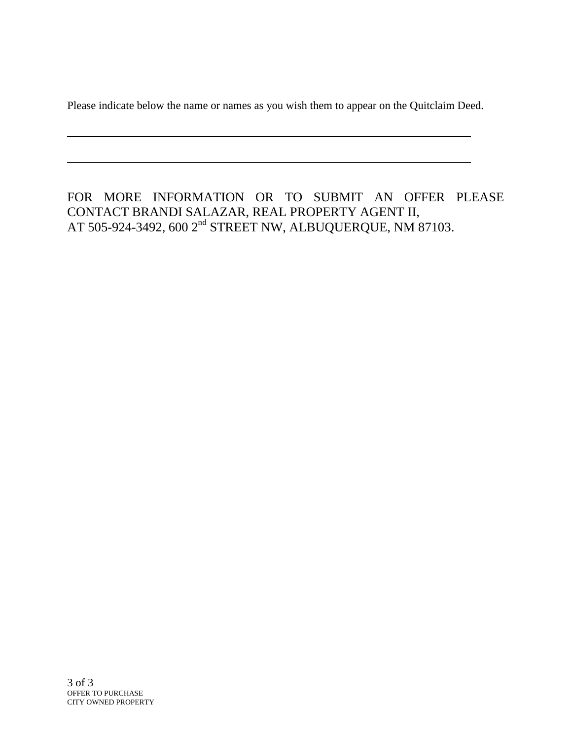Please indicate below the name or names as you wish them to appear on the Quitclaim Deed.

\_\_\_\_\_\_\_\_\_\_\_\_\_\_\_\_\_\_\_\_\_\_\_\_\_\_\_\_\_\_\_\_\_\_\_\_\_\_\_\_\_\_\_\_\_\_\_\_\_\_\_\_\_\_\_\_\_\_\_\_\_\_\_\_\_\_\_\_\_\_\_\_\_\_

\_\_\_\_\_\_\_\_\_\_\_\_\_\_\_\_\_\_\_\_\_\_\_\_\_\_\_\_\_\_\_\_\_\_\_\_\_\_\_\_\_\_\_\_\_\_\_\_\_\_\_\_\_\_\_\_\_\_\_\_\_\_\_\_\_\_\_\_\_\_\_\_\_\_

FOR MORE INFORMATION OR TO SUBMIT AN OFFER PLEASE CONTACT BRANDI SALAZAR, REAL PROPERTY AGENT II,
AT 505-924-3492, 600 2nd STREET NW, ALBUQUERQUE, NM 87103.